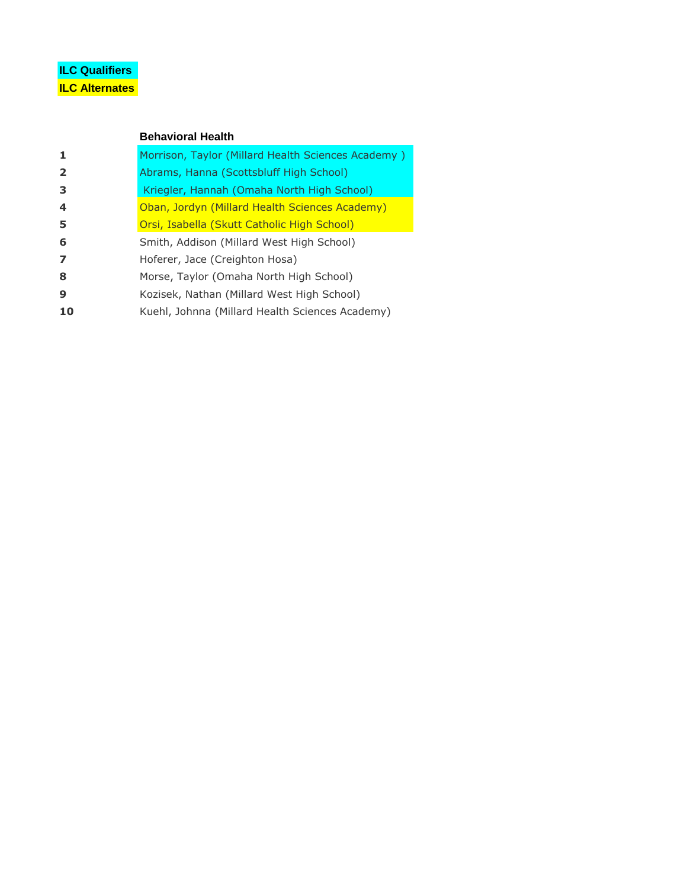**ILC Qualifiers**

**ILC Alternates**

| | Behavioral Health |
|---|---|
| 1 | Morrison, Taylor (Millard Health Sciences Academy ) |
| 2 | Abrams, Hanna (Scottsbluff High School) |
| 3 | Kriegler, Hannah (Omaha North High School) |
| 4 | Oban, Jordyn (Millard Health Sciences Academy) |
| 5 | Orsi, Isabella (Skutt Catholic High School) |
| 6 | Smith, Addison (Millard West High School) |
| 7 | Hoferer, Jace (Creighton Hosa) |
| 8 | Morse, Taylor (Omaha North High School) |
| 9 | Kozisek, Nathan (Millard West High School) |
| 10 | Kuehl, Johnna (Millard Health Sciences Academy) |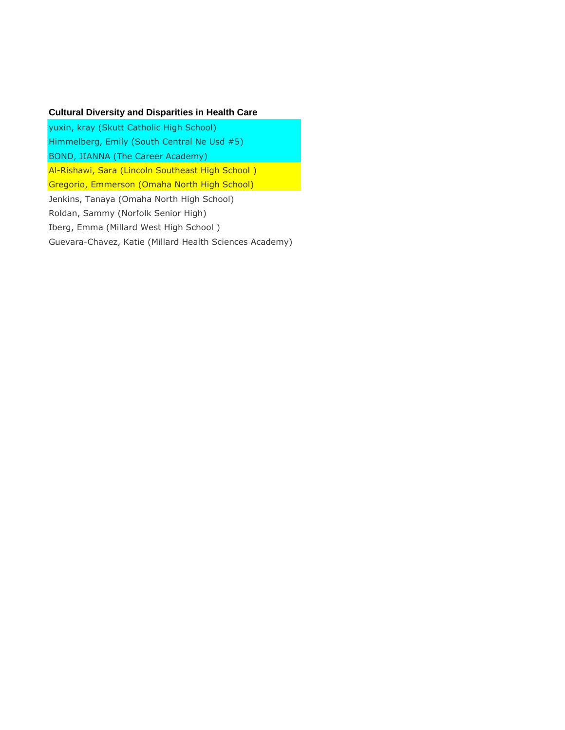**Cultural Diversity and Disparities in Health Care**

yuxin, kray (Skutt Catholic High School)
Himmelberg, Emily (South Central Ne Usd #5)
BOND, JIANNA (The Career Academy)
Al-Rishawi, Sara (Lincoln Southeast High School )
Gregorio, Emmerson (Omaha North High School)
Jenkins, Tanaya (Omaha North High School)
Roldan, Sammy (Norfolk Senior High)
Iberg, Emma (Millard West High School )
Guevara-Chavez, Katie (Millard Health Sciences Academy)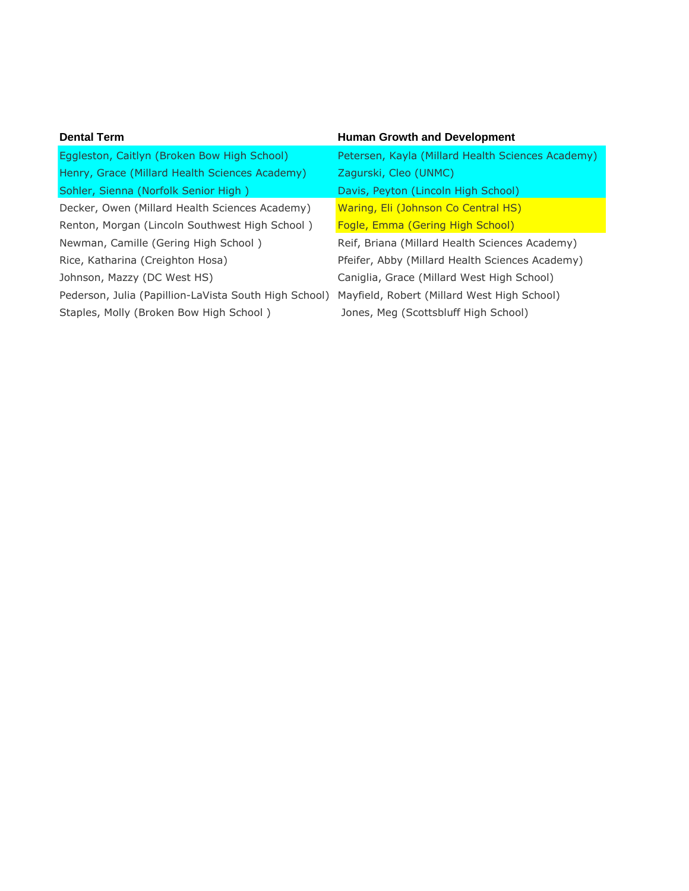| Dental Term | Human Growth and Development |
| --- | --- |
| Eggleston, Caitlyn (Broken Bow High School) | Petersen, Kayla (Millard Health Sciences Academy) |
| Henry, Grace (Millard Health Sciences Academy) | Zagurski, Cleo (UNMC) |
| Sohler, Sienna (Norfolk Senior High ) | Davis, Peyton (Lincoln High School) |
| Decker, Owen (Millard Health Sciences Academy) | Waring, Eli (Johnson Co Central HS) |
| Renton, Morgan (Lincoln Southwest High School ) | Fogle, Emma (Gering High School) |
| Newman, Camille (Gering High School ) | Reif, Briana (Millard Health Sciences Academy) |
| Rice, Katharina (Creighton Hosa) | Pfeifer, Abby (Millard Health Sciences Academy) |
| Johnson, Mazzy (DC West HS) | Caniglia, Grace (Millard West High School) |
| Pederson, Julia (Papillion-LaVista South High School) | Mayfield, Robert (Millard West High School) |
| Staples, Molly (Broken Bow High School ) | Jones, Meg (Scottsbluff High School) |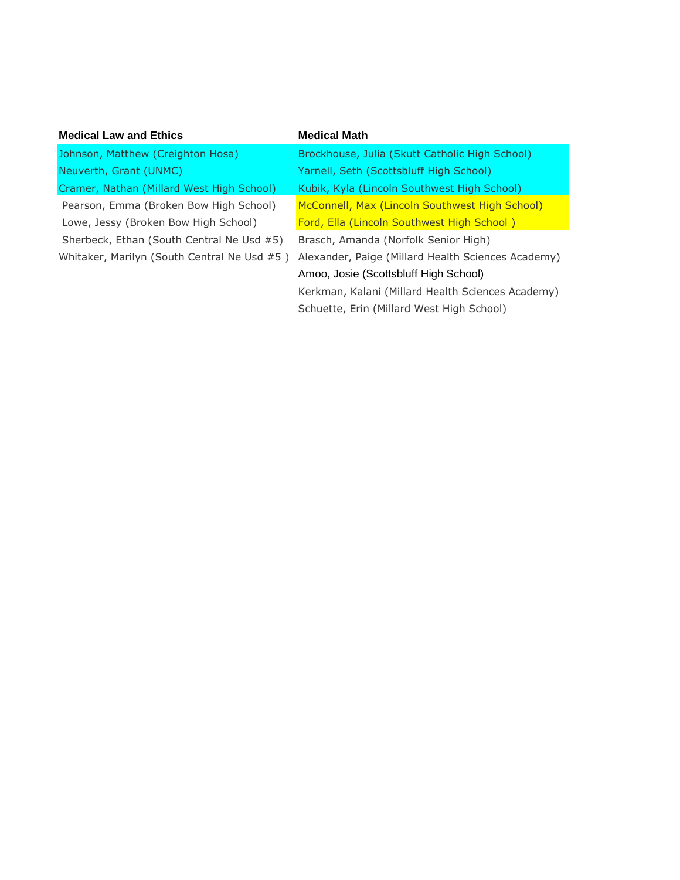| Medical Law and Ethics | Medical Math |
|---|---|
| Johnson, Matthew (Creighton Hosa) | Brockhouse, Julia (Skutt Catholic High School) |
| Neuverth, Grant (UNMC) | Yarnell, Seth (Scottsbluff High School) |
| Cramer, Nathan (Millard West High School) | Kubik, Kyla (Lincoln Southwest High School) |
| Pearson, Emma (Broken Bow High School) | McConnell, Max (Lincoln Southwest High School) |
| Lowe, Jessy (Broken Bow High School) | Ford, Ella (Lincoln Southwest High School ) |
| Sherbeck, Ethan (South Central Ne Usd #5) | Brasch, Amanda (Norfolk Senior High) |
| Whitaker, Marilyn (South Central Ne Usd #5 ) | Alexander, Paige (Millard Health Sciences Academy) |
| | Amoo, Josie (Scottsbluff High School) |
| | Kerkman, Kalani (Millard Health Sciences Academy) |
| | Schuette, Erin (Millard West High School) |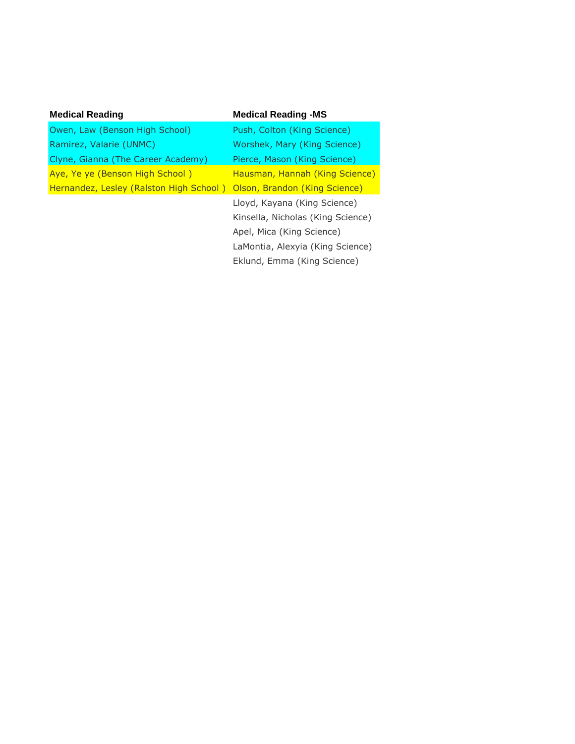| Medical Reading | Medical Reading -MS |
|---|---|
| Owen, Law (Benson High School) | Push, Colton (King Science) |
| Ramirez, Valarie (UNMC) | Worshek, Mary (King Science) |
| Clyne, Gianna (The Career Academy) | Pierce, Mason (King Science) |
| Aye, Ye ye (Benson High School ) | Hausman, Hannah (King Science) |
| Hernandez, Lesley (Ralston High School ) | Olson, Brandon (King Science) |
| | Lloyd, Kayana (King Science) |
| | Kinsella, Nicholas (King Science) |
| | Apel, Mica (King Science) |
| | LaMontia, Alexyia (King Science) |
| | Eklund, Emma (King Science) |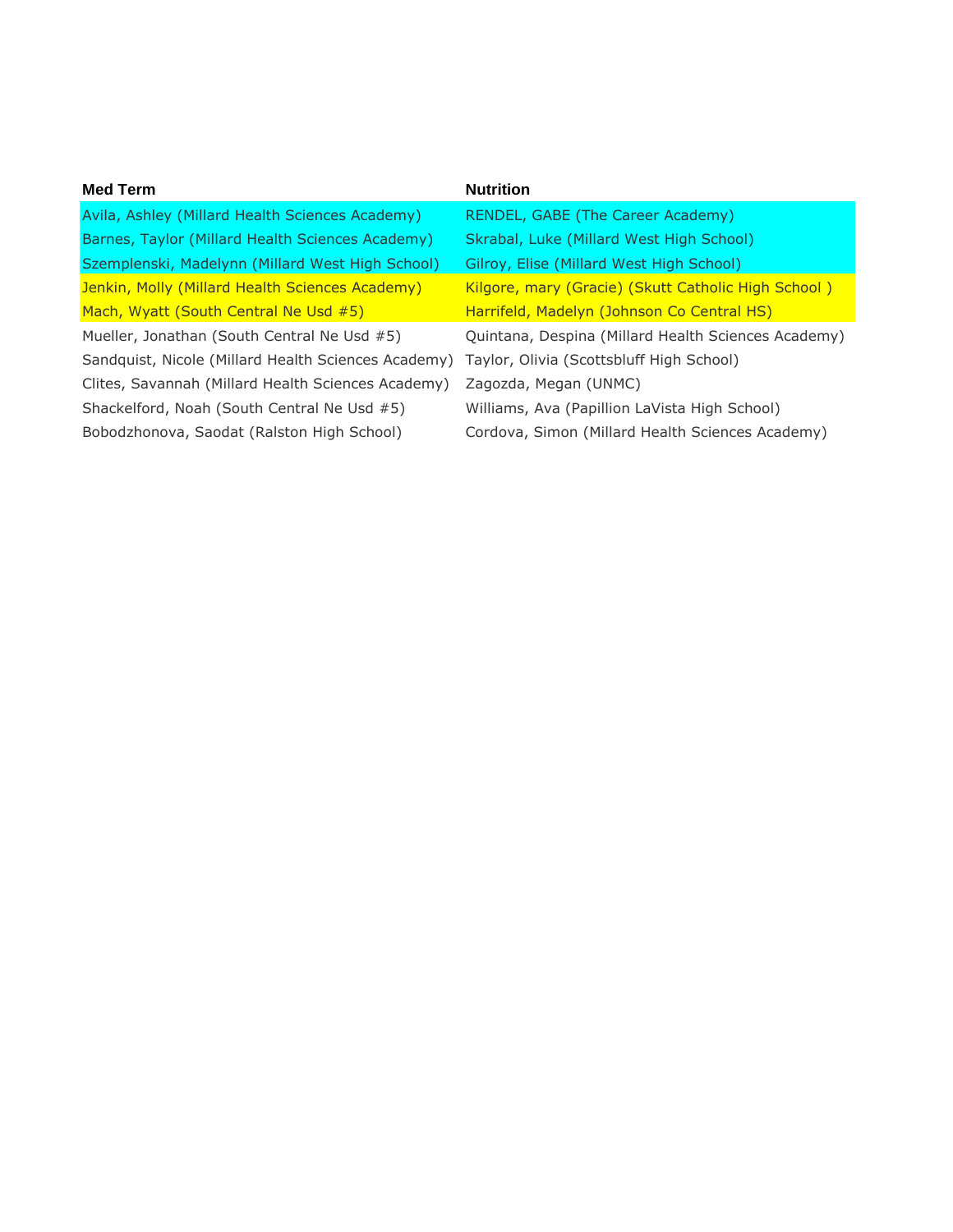| Med Term | Nutrition |
|---|---|
| Avila, Ashley (Millard Health Sciences Academy) | RENDEL, GABE (The Career Academy) |
| Barnes, Taylor (Millard Health Sciences Academy) | Skrabal, Luke (Millard West High School) |
| Szemplenski, Madelynn (Millard West High School) | Gilroy, Elise (Millard West High School) |
| Jenkin, Molly (Millard Health Sciences Academy) | Kilgore, mary (Gracie) (Skutt Catholic High School ) |
| Mach, Wyatt (South Central Ne Usd #5) | Harrifeld, Madelyn (Johnson Co Central HS) |
| Mueller, Jonathan (South Central Ne Usd #5) | Quintana, Despina (Millard Health Sciences Academy) |
| Sandquist, Nicole (Millard Health Sciences Academy) | Taylor, Olivia (Scottsbluff High School) |
| Clites, Savannah (Millard Health Sciences Academy) | Zagozda, Megan (UNMC) |
| Shackelford, Noah (South Central Ne Usd #5) | Williams, Ava (Papillion LaVista High School) |
| Bobodzhonova, Saodat (Ralston High School) | Cordova, Simon (Millard Health Sciences Academy) |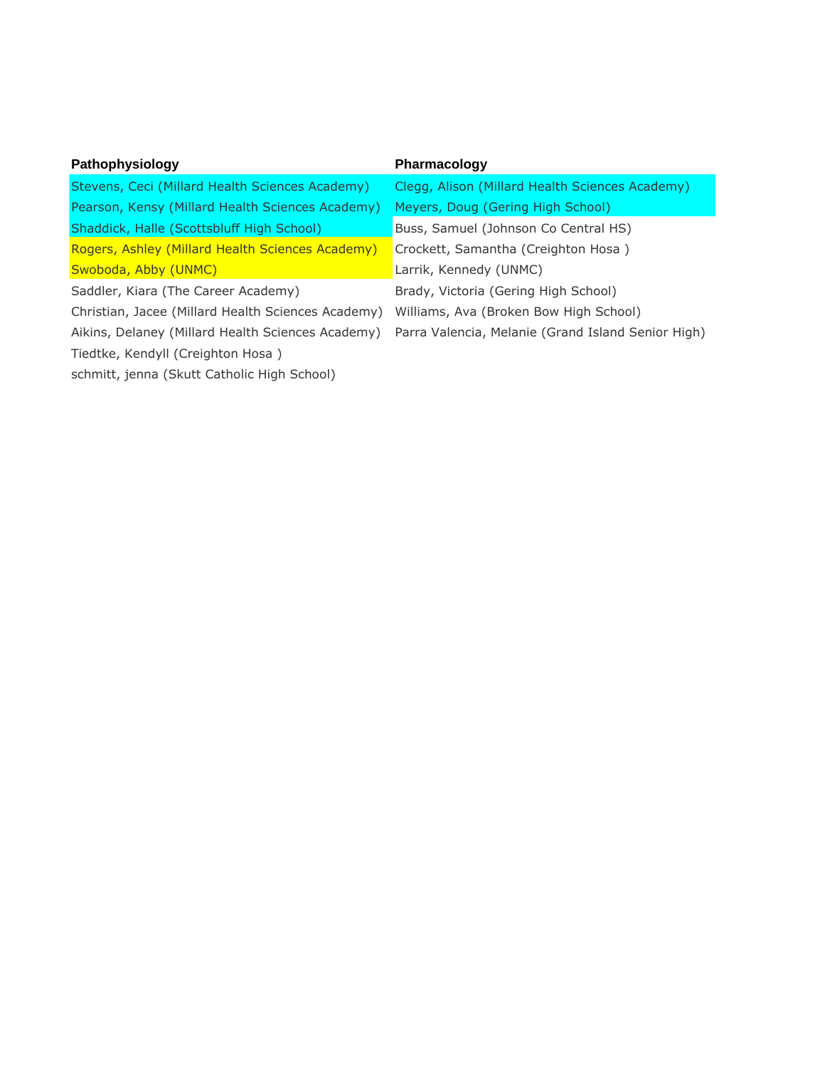| Pathophysiology | Pharmacology |
| --- | --- |
| Stevens, Ceci (Millard Health Sciences Academy) | Clegg, Alison (Millard Health Sciences Academy) |
| Pearson, Kensy (Millard Health Sciences Academy) | Meyers, Doug (Gering High School) |
| Shaddick, Halle (Scottsbluff High School) | Buss, Samuel (Johnson Co Central HS) |
| Rogers, Ashley (Millard Health Sciences Academy) | Crockett, Samantha (Creighton Hosa ) |
| Swoboda, Abby (UNMC) | Larrik, Kennedy (UNMC) |
| Saddler, Kiara (The Career Academy) | Brady, Victoria (Gering High School) |
| Christian, Jacee (Millard Health Sciences Academy) | Williams, Ava (Broken Bow High School) |
| Aikins, Delaney (Millard Health Sciences Academy) | Parra Valencia, Melanie (Grand Island Senior High) |
| Tiedtke, Kendyll (Creighton Hosa ) | |
| schmitt, jenna (Skutt Catholic High School) | |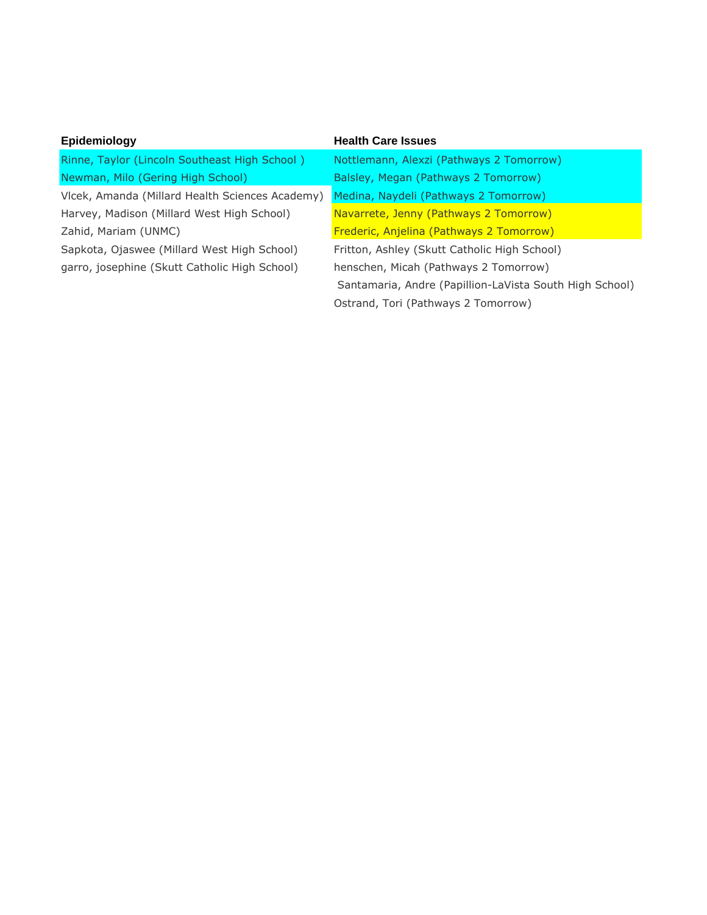| Epidemiology | Health Care Issues |
| --- | --- |
| Rinne, Taylor (Lincoln Southeast High School ) | Nottlemann, Alexzi (Pathways 2 Tomorrow) |
| Newman, Milo (Gering High School) | Balsley, Megan (Pathways 2 Tomorrow) |
| Vlcek, Amanda (Millard Health Sciences Academy) | Medina, Naydeli (Pathways 2 Tomorrow) |
| Harvey, Madison (Millard West High School) | Navarrete, Jenny (Pathways 2 Tomorrow) |
| Zahid, Mariam (UNMC) | Frederic, Anjelina (Pathways 2 Tomorrow) |
| Sapkota, Ojaswee (Millard West High School) | Fritton, Ashley (Skutt Catholic High School) |
| garro, josephine (Skutt Catholic High School) | henschen, Micah (Pathways 2 Tomorrow) |
| | Santamaria, Andre (Papillion-LaVista South High School) |
| | Ostrand, Tori (Pathways 2 Tomorrow) |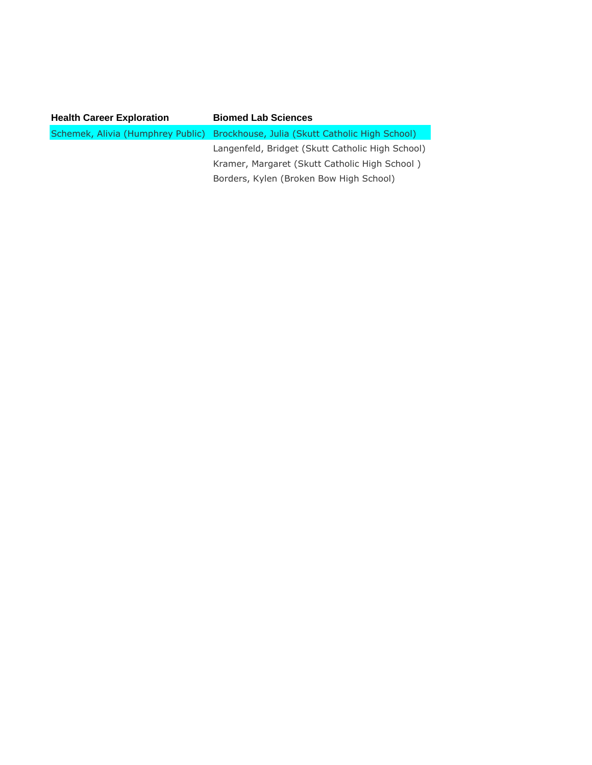| Health Career Exploration | Biomed Lab Sciences |
| --- | --- |
| Schemek, Alivia (Humphrey Public) | Brockhouse, Julia (Skutt Catholic High School) |
| | Langenfeld, Bridget (Skutt Catholic High School) |
| | Kramer, Margaret (Skutt Catholic High School ) |
| | Borders, Kylen (Broken Bow High School) |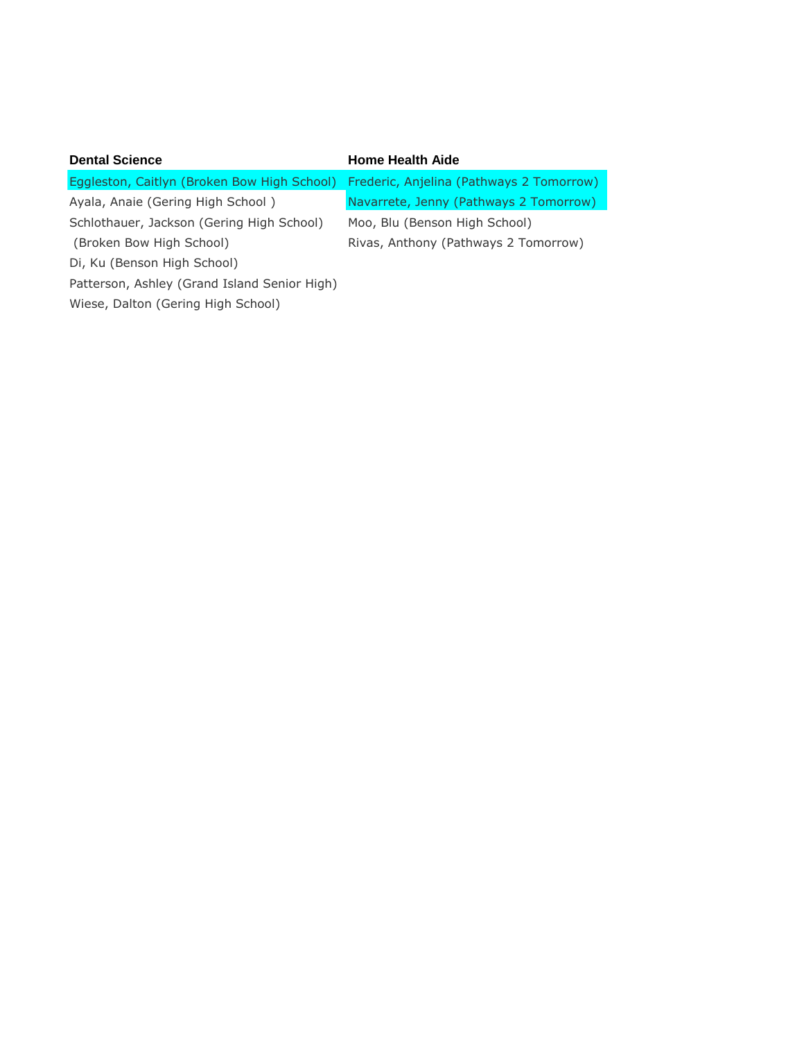| Dental Science | Home Health Aide |
| --- | --- |
| Eggleston, Caitlyn (Broken Bow High School) | Frederic, Anjelina (Pathways 2 Tomorrow) |
| Ayala, Anaie (Gering High School ) | Navarrete, Jenny (Pathways 2 Tomorrow) |
| Schlothauer, Jackson (Gering High School) | Moo, Blu (Benson High School) |
| (Broken Bow High School) | Rivas, Anthony (Pathways 2 Tomorrow) |
| Di, Ku (Benson High School) | |
| Patterson, Ashley (Grand Island Senior High) | |
| Wiese, Dalton (Gering High School) | |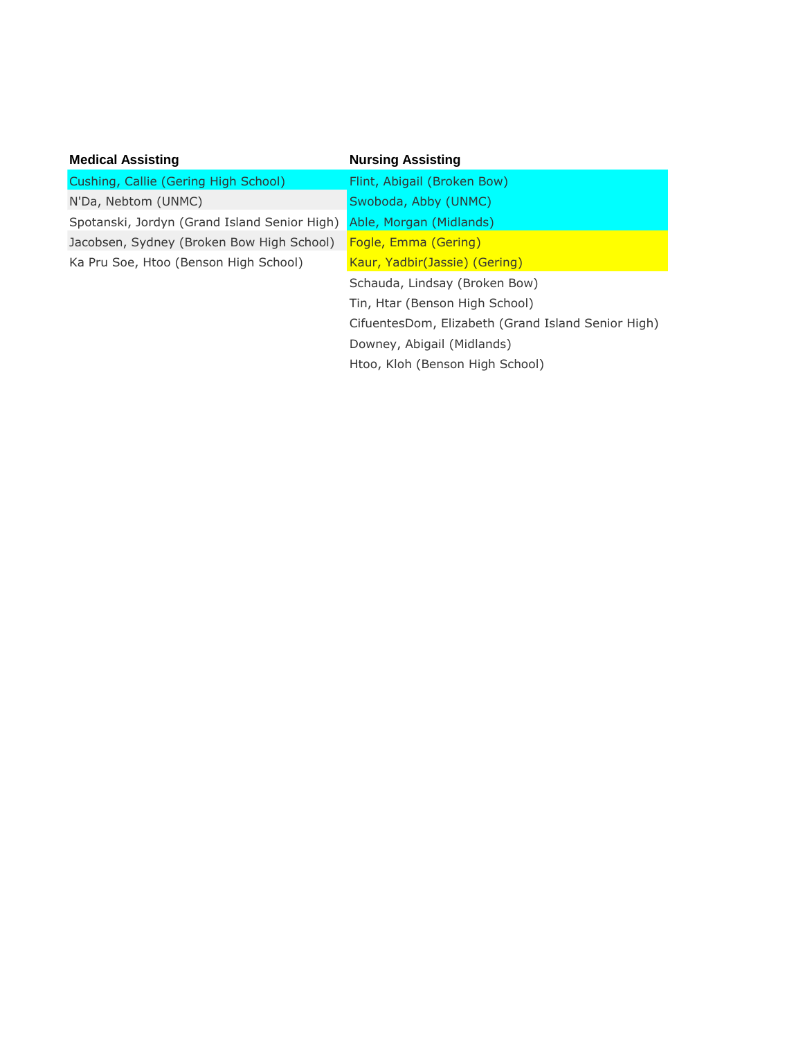| Medical Assisting | Nursing Assisting |
| --- | --- |
| Cushing, Callie (Gering High School) | Flint, Abigail (Broken Bow) |
| N'Da, Nebtom (UNMC) | Swoboda, Abby (UNMC) |
| Spotanski, Jordyn (Grand Island Senior High) | Able, Morgan (Midlands) |
| Jacobsen, Sydney (Broken Bow High School) | Fogle, Emma (Gering) |
| Ka Pru Soe, Htoo (Benson High School) | Kaur, Yadbir(Jassie) (Gering) |
| | Schauda, Lindsay (Broken Bow) |
| | Tin, Htar (Benson High School) |
| | CifuentesDom, Elizabeth (Grand Island Senior High) |
| | Downey, Abigail (Midlands) |
| | Htoo, Kloh (Benson High School) |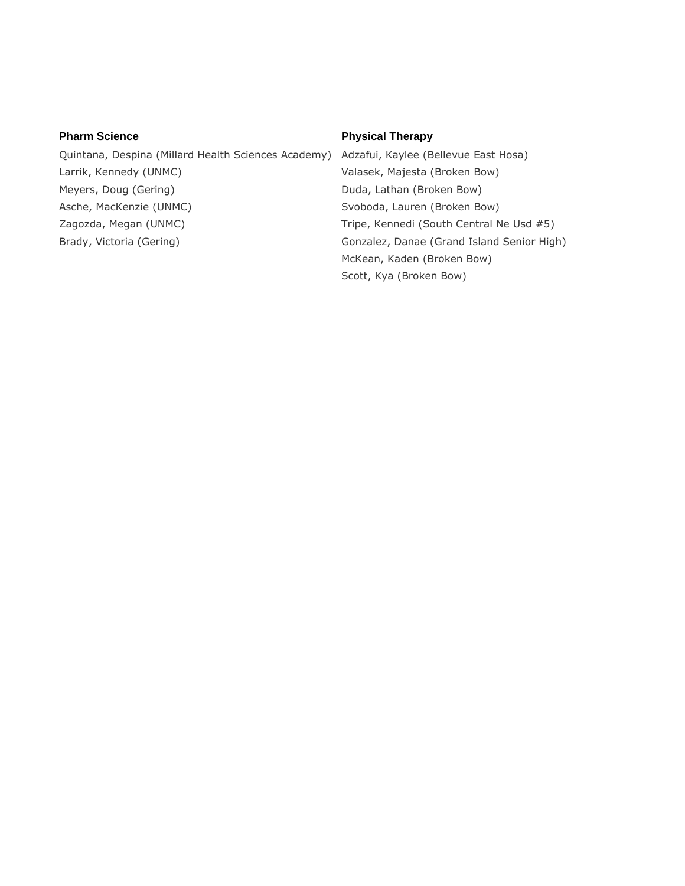**Pharm Science**

Quintana, Despina (Millard Health Sciences Academy)
Larrik, Kennedy (UNMC)
Meyers, Doug (Gering)
Asche, MacKenzie (UNMC)
Zagozda, Megan (UNMC)
Brady, Victoria (Gering)

**Physical Therapy**

Adzafui, Kaylee (Bellevue East Hosa)
Valasek, Majesta (Broken Bow)
Duda, Lathan (Broken Bow)
Svoboda, Lauren (Broken Bow)
Tripe, Kennedi (South Central Ne Usd #5)
Gonzalez, Danae (Grand Island Senior High)
McKean, Kaden (Broken Bow)
Scott, Kya (Broken Bow)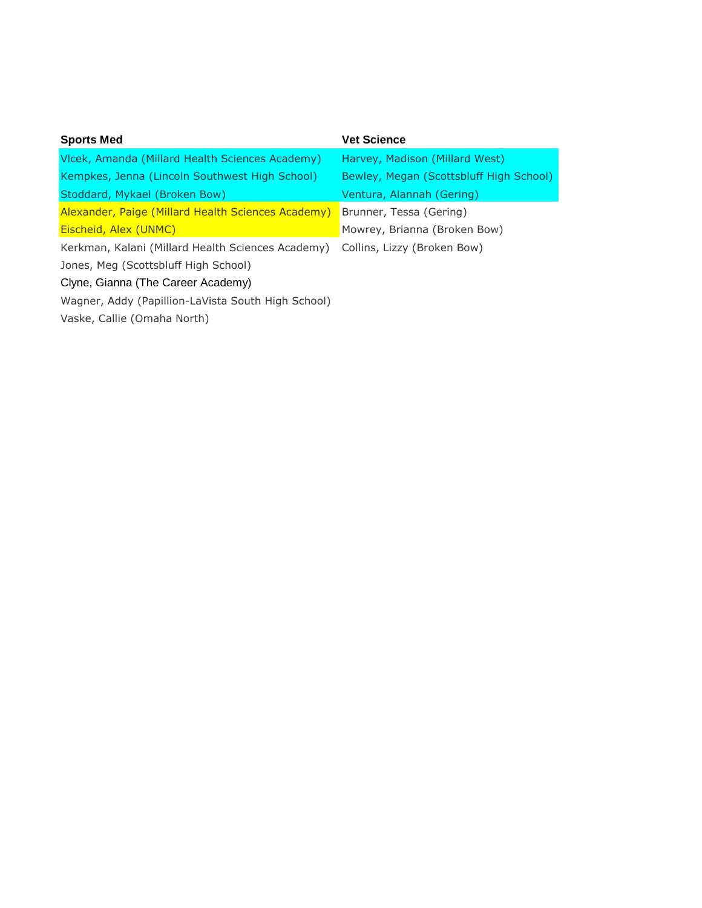| Sports Med | Vet Science |
|---|---|
| Vlcek, Amanda (Millard Health Sciences Academy) | Harvey, Madison (Millard West) |
| Kempkes, Jenna (Lincoln Southwest High School) | Bewley, Megan (Scottsbluff High School) |
| Stoddard, Mykael (Broken Bow) | Ventura, Alannah (Gering) |
| Alexander, Paige (Millard Health Sciences Academy) | Brunner, Tessa (Gering) |
| Eischeid, Alex (UNMC) | Mowrey, Brianna (Broken Bow) |
| Kerkman, Kalani (Millard Health Sciences Academy) | Collins, Lizzy (Broken Bow) |
| Jones, Meg (Scottsbluff High School) | |
| Clyne, Gianna (The Career Academy) | |
| Wagner, Addy (Papillion-LaVista South High School) | |
| Vaske, Callie (Omaha North) | |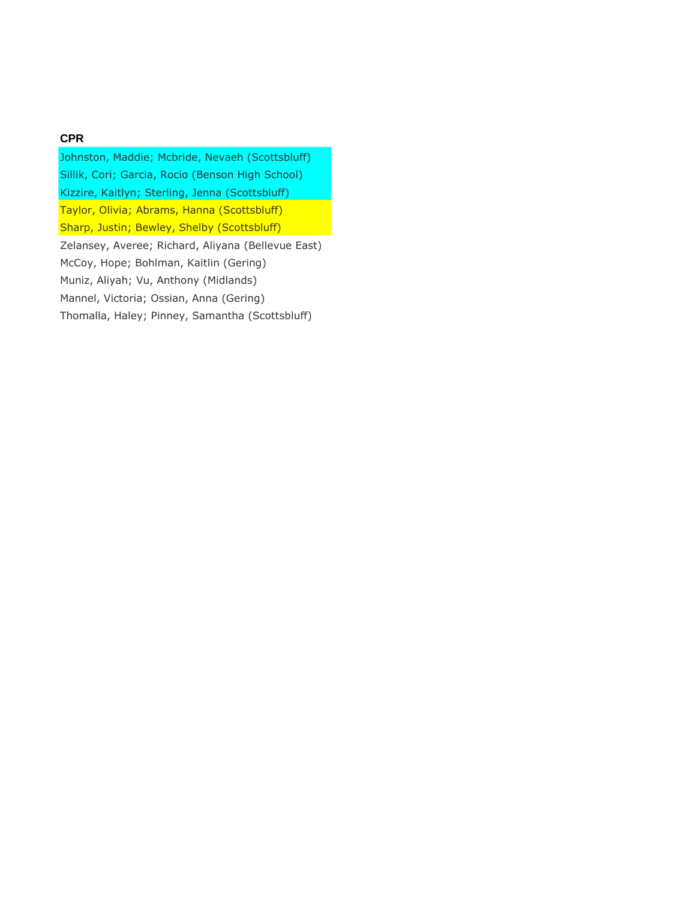**CPR**

Johnston, Maddie; Mcbride, Nevaeh (Scottsbluff)
Sillik, Cori; Garcia, Rocio (Benson High School)
Kizzire, Kaitlyn; Sterling, Jenna (Scottsbluff)
Taylor, Olivia; Abrams, Hanna (Scottsbluff)
Sharp, Justin; Bewley, Shelby (Scottsbluff)
Zelansey, Averee; Richard, Aliyana (Bellevue East)
McCoy, Hope; Bohlman, Kaitlin (Gering)
Muniz, Aliyah; Vu, Anthony (Midlands)
Mannel, Victoria; Ossian, Anna (Gering)
Thomalla, Haley; Pinney, Samantha (Scottsbluff)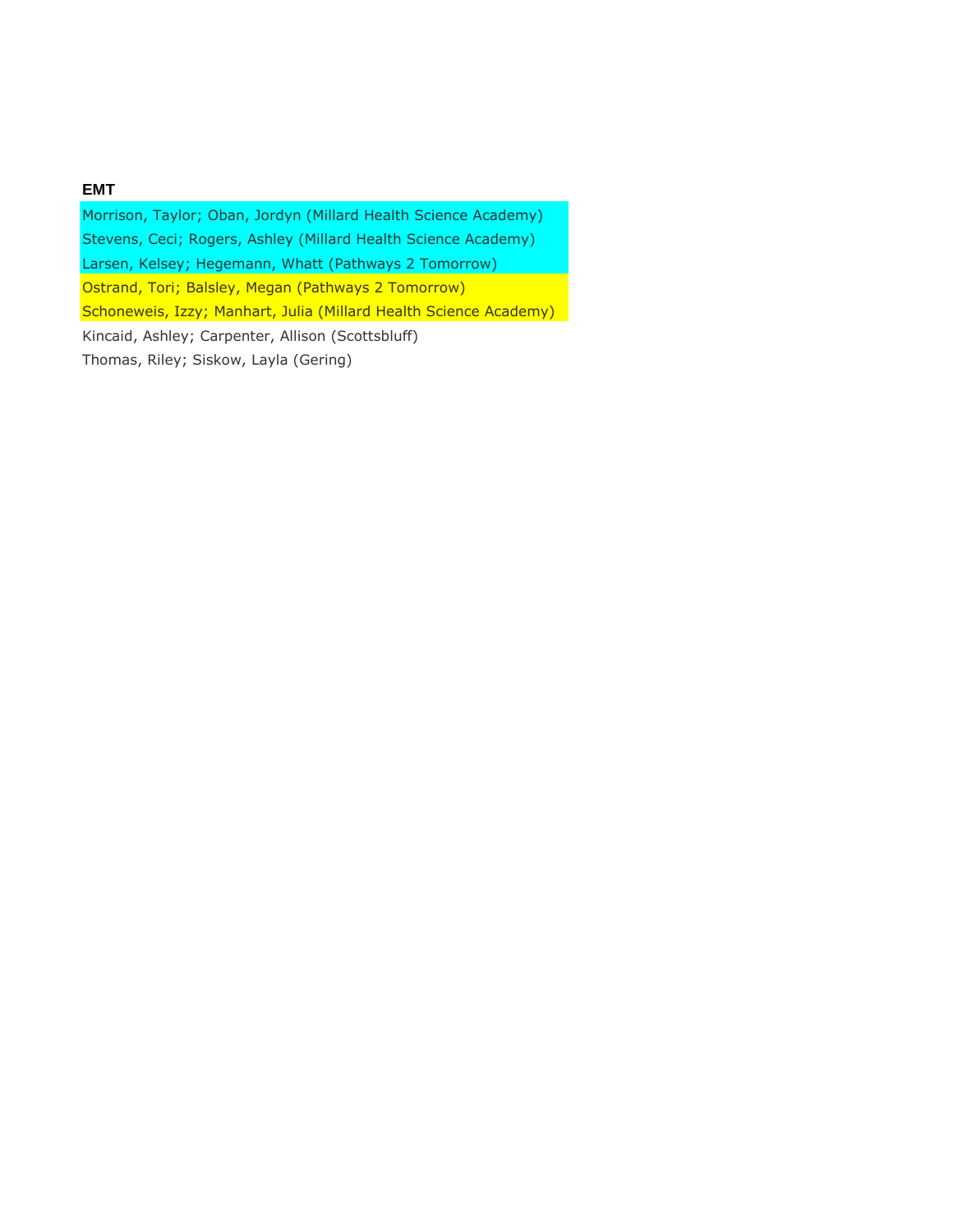**EMT**

Morrison, Taylor; Oban, Jordyn (Millard Health Science Academy)
Stevens, Ceci; Rogers, Ashley (Millard Health Science Academy)
Larsen, Kelsey; Hegemann, Whatt (Pathways 2 Tomorrow)
Ostrand, Tori; Balsley, Megan (Pathways 2 Tomorrow)
Schoneweis, Izzy; Manhart, Julia (Millard Health Science Academy)
Kincaid, Ashley; Carpenter, Allison (Scottsbluff)
Thomas, Riley; Siskow, Layla (Gering)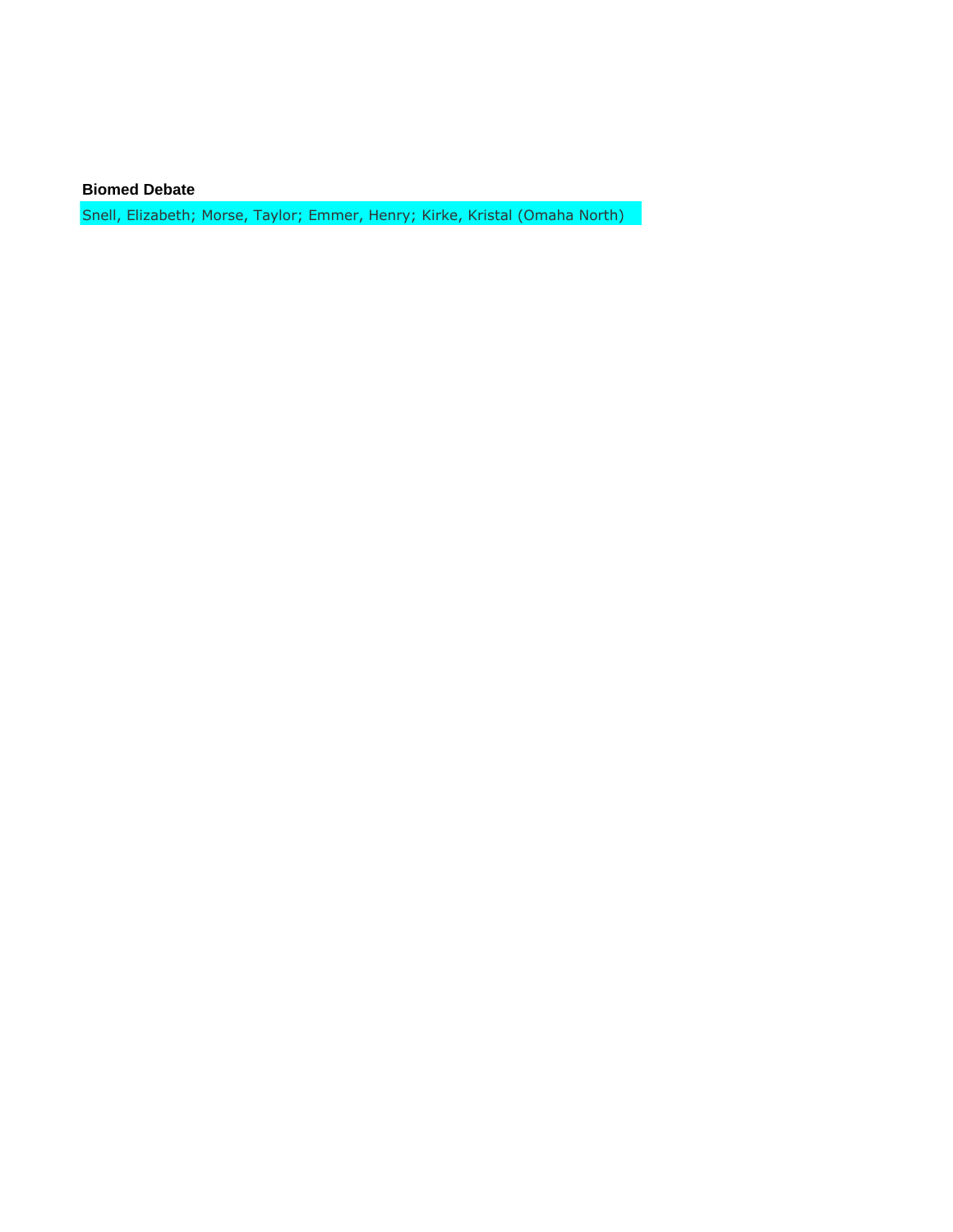**Biomed Debate**

Snell, Elizabeth; Morse, Taylor; Emmer, Henry; Kirke, Kristal (Omaha North)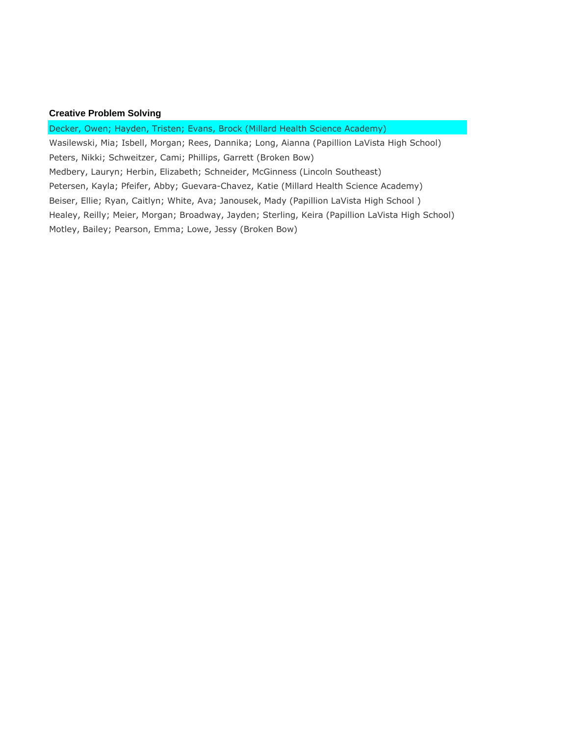**Creative Problem Solving**

Decker, Owen; Hayden, Tristen; Evans, Brock (Millard Health Science Academy)

Wasilewski, Mia; Isbell, Morgan; Rees, Dannika; Long, Aianna (Papillion LaVista High School)

Peters, Nikki; Schweitzer, Cami; Phillips, Garrett (Broken Bow)

Medbery, Lauryn; Herbin, Elizabeth; Schneider, McGinness (Lincoln Southeast)

Petersen, Kayla; Pfeifer, Abby; Guevara-Chavez, Katie (Millard Health Science Academy)

Beiser, Ellie; Ryan, Caitlyn; White, Ava; Janousek, Mady (Papillion LaVista High School )

Healey, Reilly; Meier, Morgan; Broadway, Jayden; Sterling, Keira (Papillion LaVista High School)

Motley, Bailey; Pearson, Emma; Lowe, Jessy (Broken Bow)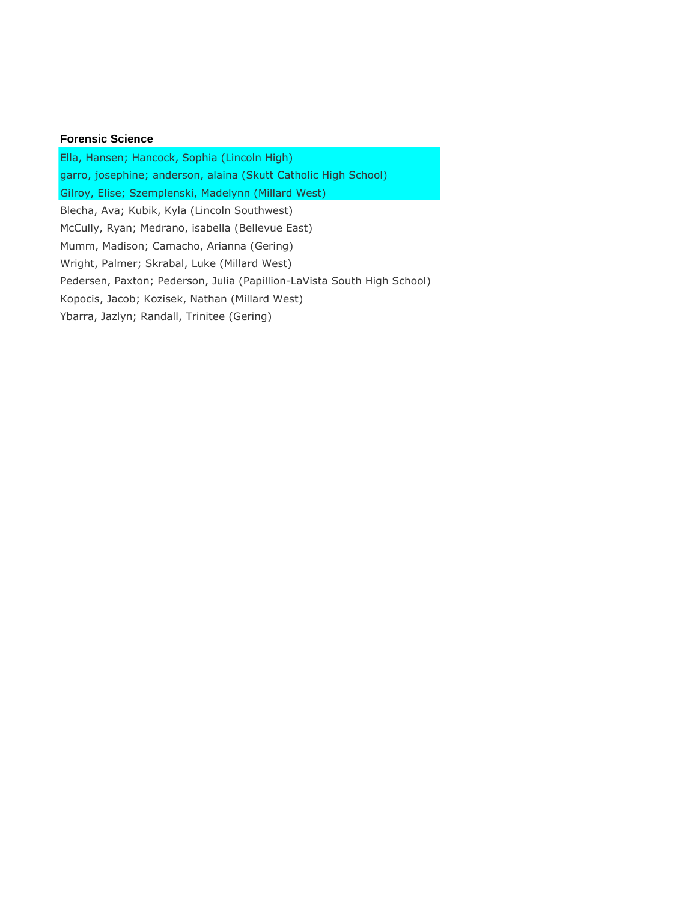**Forensic Science**

Ella, Hansen; Hancock, Sophia (Lincoln High)

garro, josephine; anderson, alaina (Skutt Catholic High School)

Gilroy, Elise; Szemplenski, Madelynn (Millard West)

Blecha, Ava; Kubik, Kyla (Lincoln Southwest)

McCully, Ryan; Medrano, isabella (Bellevue East)

Mumm, Madison; Camacho, Arianna (Gering)

Wright, Palmer; Skrabal, Luke (Millard West)

Pedersen, Paxton; Pederson, Julia (Papillion-LaVista South High School)

Kopocis, Jacob; Kozisek, Nathan (Millard West)

Ybarra, Jazlyn; Randall, Trinitee (Gering)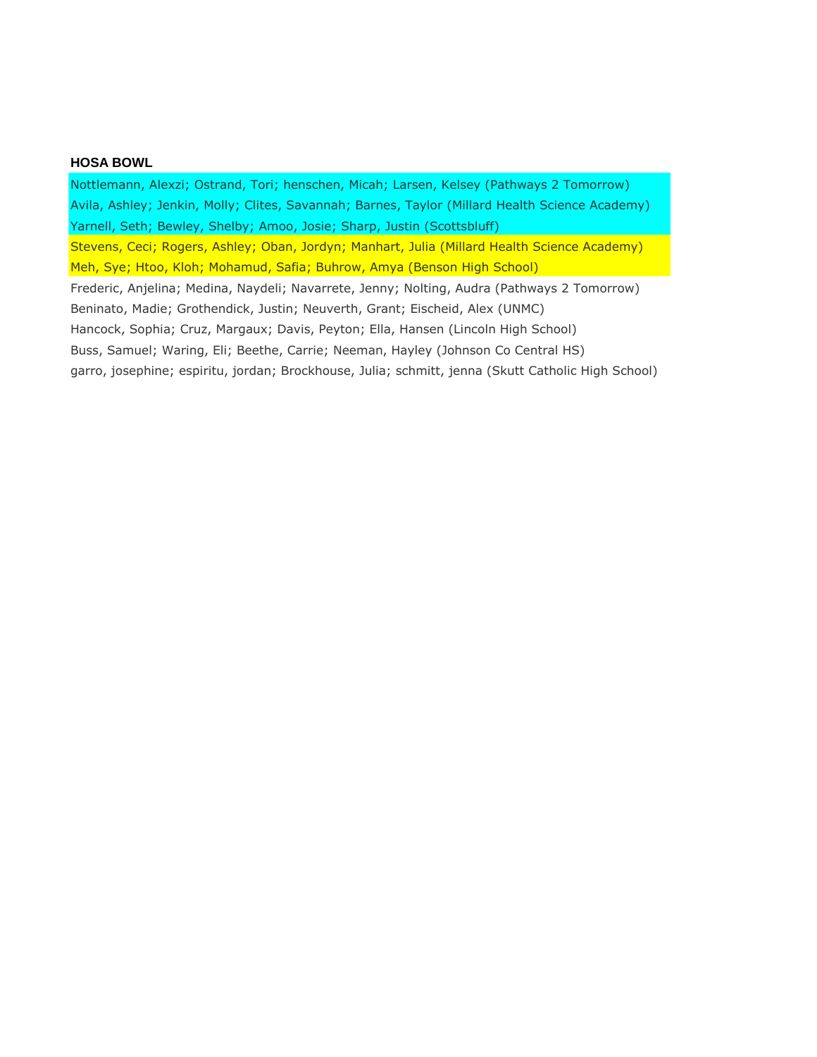**HOSA BOWL**

Nottlemann, Alexzi; Ostrand, Tori; henschen, Micah; Larsen, Kelsey (Pathways 2 Tomorrow)

Avila, Ashley; Jenkin, Molly; Clites, Savannah; Barnes, Taylor (Millard Health Science Academy)

Yarnell, Seth; Bewley, Shelby; Amoo, Josie; Sharp, Justin (Scottsbluff)

Stevens, Ceci; Rogers, Ashley; Oban, Jordyn; Manhart, Julia (Millard Health Science Academy)

Meh, Sye; Htoo, Kloh; Mohamud, Safia; Buhrow, Amya (Benson High School)

Frederic, Anjelina; Medina, Naydeli; Navarrete, Jenny; Nolting, Audra (Pathways 2 Tomorrow)

Beninato, Madie; Grothendick, Justin; Neuverth, Grant; Eischeid, Alex (UNMC)

Hancock, Sophia; Cruz, Margaux; Davis, Peyton; Ella, Hansen (Lincoln High School)

Buss, Samuel; Waring, Eli; Beethe, Carrie; Neeman, Hayley (Johnson Co Central HS)

garro, josephine; espiritu, jordan; Brockhouse, Julia; schmitt, jenna (Skutt Catholic High School)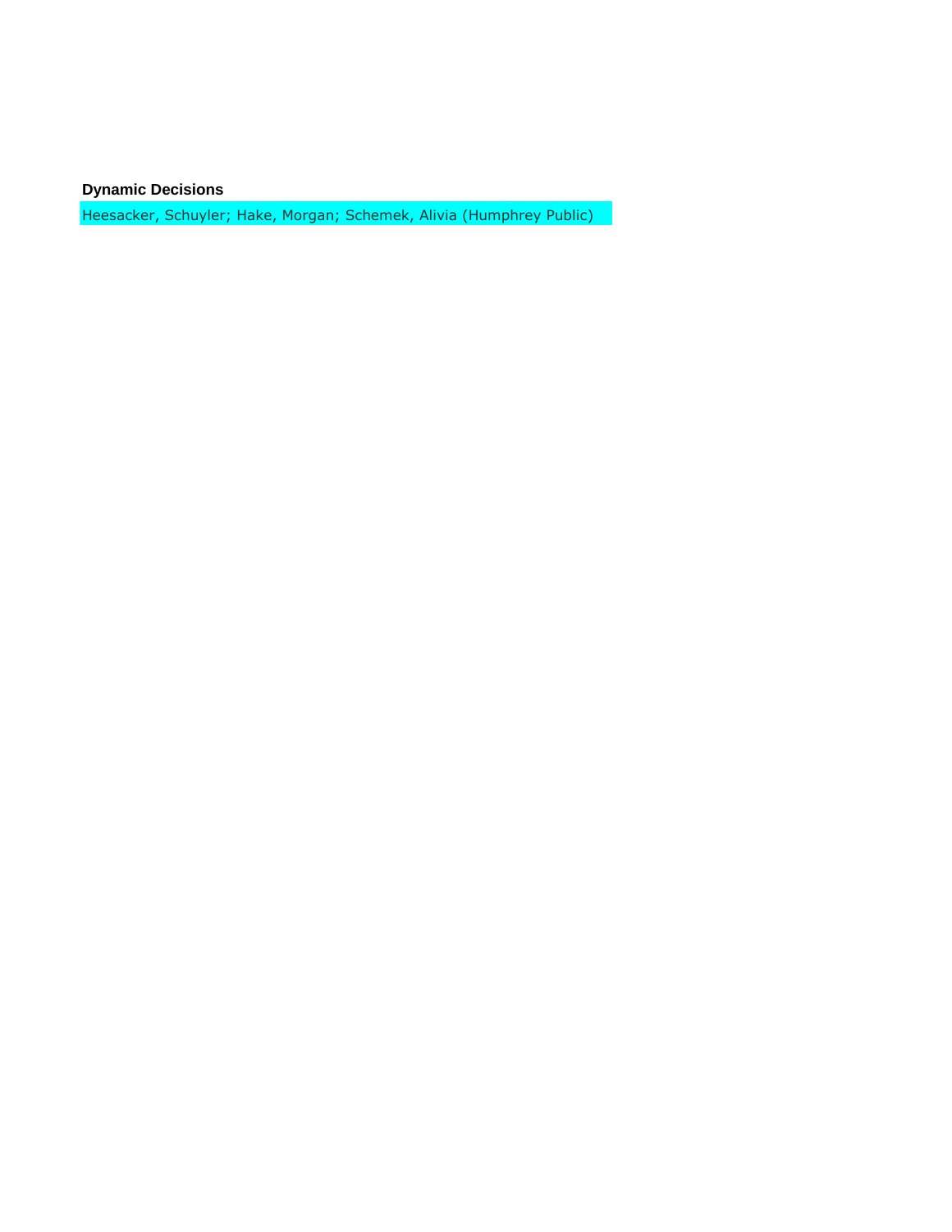**Dynamic Decisions**

Heesacker, Schuyler; Hake, Morgan; Schemek, Alivia (Humphrey Public)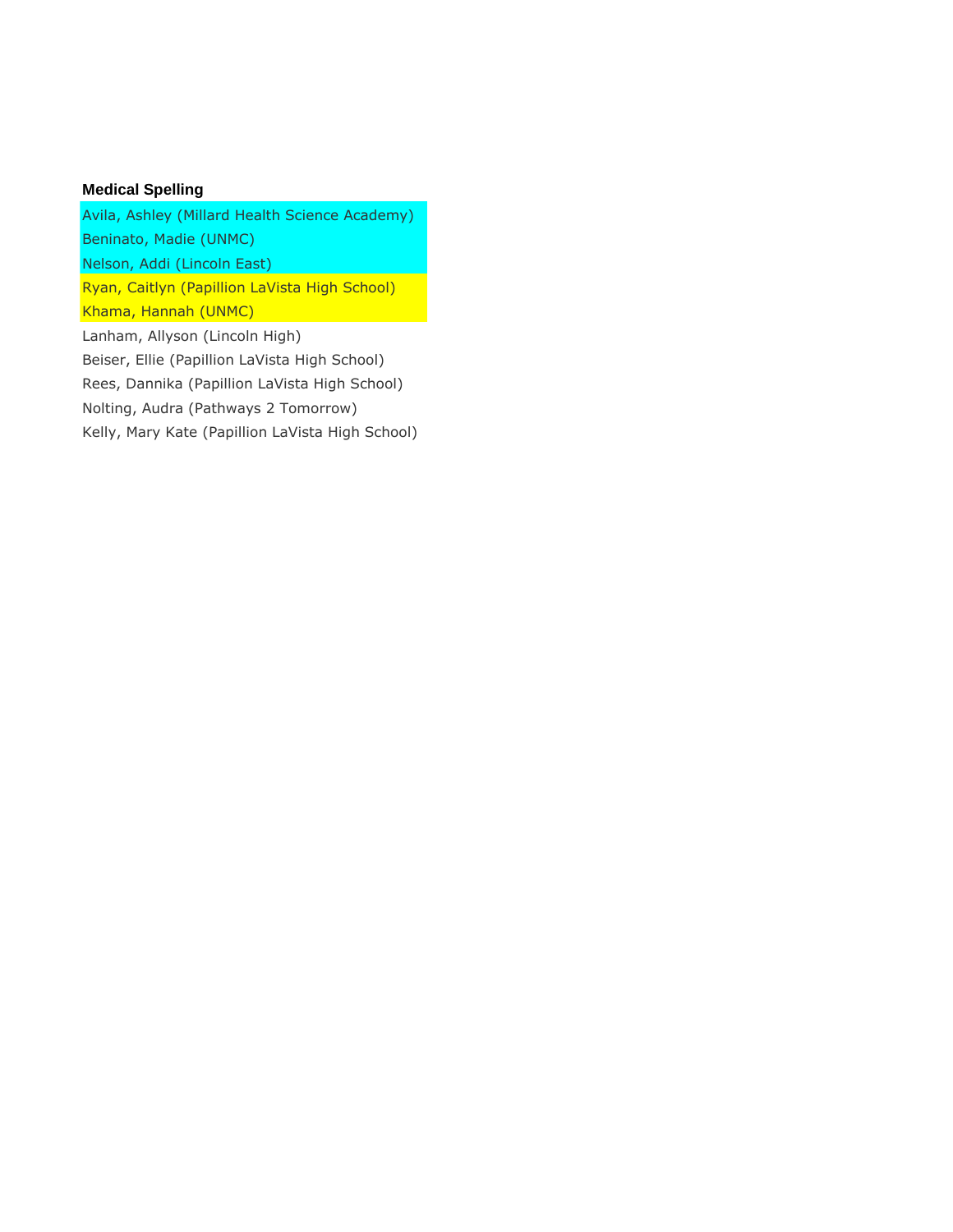**Medical Spelling**

Avila, Ashley (Millard Health Science Academy)
Beninato, Madie (UNMC)
Nelson, Addi (Lincoln East)
Ryan, Caitlyn (Papillion LaVista High School)
Khama, Hannah (UNMC)
Lanham, Allyson (Lincoln High)
Beiser, Ellie (Papillion LaVista High School)
Rees, Dannika (Papillion LaVista High School)
Nolting, Audra (Pathways 2 Tomorrow)
Kelly, Mary Kate (Papillion LaVista High School)